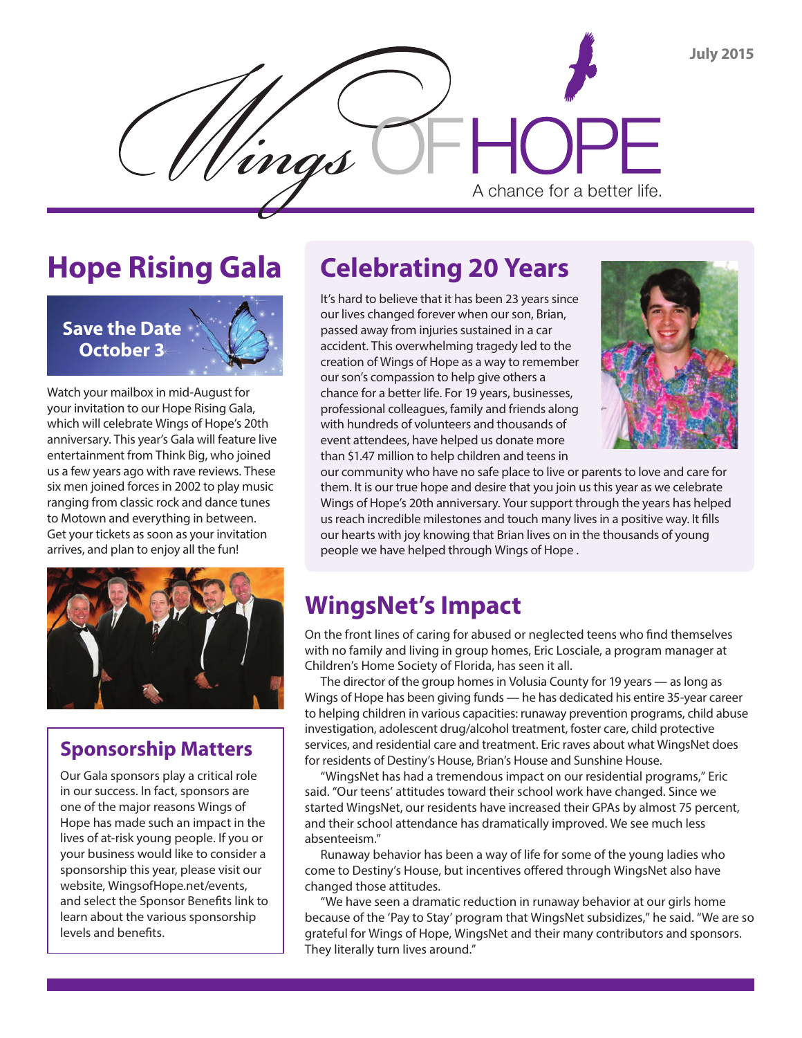July 2015

# Wings OF HOPE

A chance for a better life.

## Hope Rising Gala

**Save the Date October 3**

Watch your mailbox in mid-August for your invitation to our Hope Rising Gala, which will celebrate Wings of Hope's 20th anniversary. This year's Gala will feature live entertainment from Think Big, who joined us a few years ago with rave reviews. These six men joined forces in 2002 to play music ranging from classic rock and dance tunes to Motown and everything in between. Get your tickets as soon as your invitation arrives, and plan to enjoy all the fun!

### Sponsorship Matters

Our Gala sponsors play a critical role in our success. In fact, sponsors are one of the major reasons Wings of Hope has made such an impact in the lives of at-risk young people. If you or your business would like to consider a sponsorship this year, please visit our website, WingsofHope.net/events, and select the Sponsor Benefits link to learn about the various sponsorship levels and benefits.

## Celebrating 20 Years

It's hard to believe that it has been 23 years since our lives changed forever when our son, Brian, passed away from injuries sustained in a car accident. This overwhelming tragedy led to the creation of Wings of Hope as a way to remember our son's compassion to help give others a chance for a better life. For 19 years, businesses, professional colleagues, family and friends along with hundreds of volunteers and thousands of event attendees, have helped us donate more than $1.47 million to help children and teens in our community who have no safe place to live or parents to love and care for them. It is our true hope and desire that you join us this year as we celebrate Wings of Hope's 20th anniversary. Your support through the years has helped us reach incredible milestones and touch many lives in a positive way. It fills our hearts with joy knowing that Brian lives on in the thousands of young people we have helped through Wings of Hope .

## WingsNet's Impact

On the front lines of caring for abused or neglected teens who find themselves with no family and living in group homes, Eric Losciale, a program manager at Children's Home Society of Florida, has seen it all.

The director of the group homes in Volusia County for 19 years — as long as Wings of Hope has been giving funds — he has dedicated his entire 35-year career to helping children in various capacities: runaway prevention programs, child abuse investigation, adolescent drug/alcohol treatment, foster care, child protective services, and residential care and treatment. Eric raves about what WingsNet does for residents of Destiny's House, Brian's House and Sunshine House.

"WingsNet has had a tremendous impact on our residential programs," Eric said. "Our teens' attitudes toward their school work have changed. Since we started WingsNet, our residents have increased their GPAs by almost 75 percent, and their school attendance has dramatically improved. We see much less absenteeism."

Runaway behavior has been a way of life for some of the young ladies who come to Destiny's House, but incentives offered through WingsNet also have changed those attitudes.

"We have seen a dramatic reduction in runaway behavior at our girls home because of the 'Pay to Stay' program that WingsNet subsidizes," he said. "We are so grateful for Wings of Hope, WingsNet and their many contributors and sponsors. They literally turn lives around."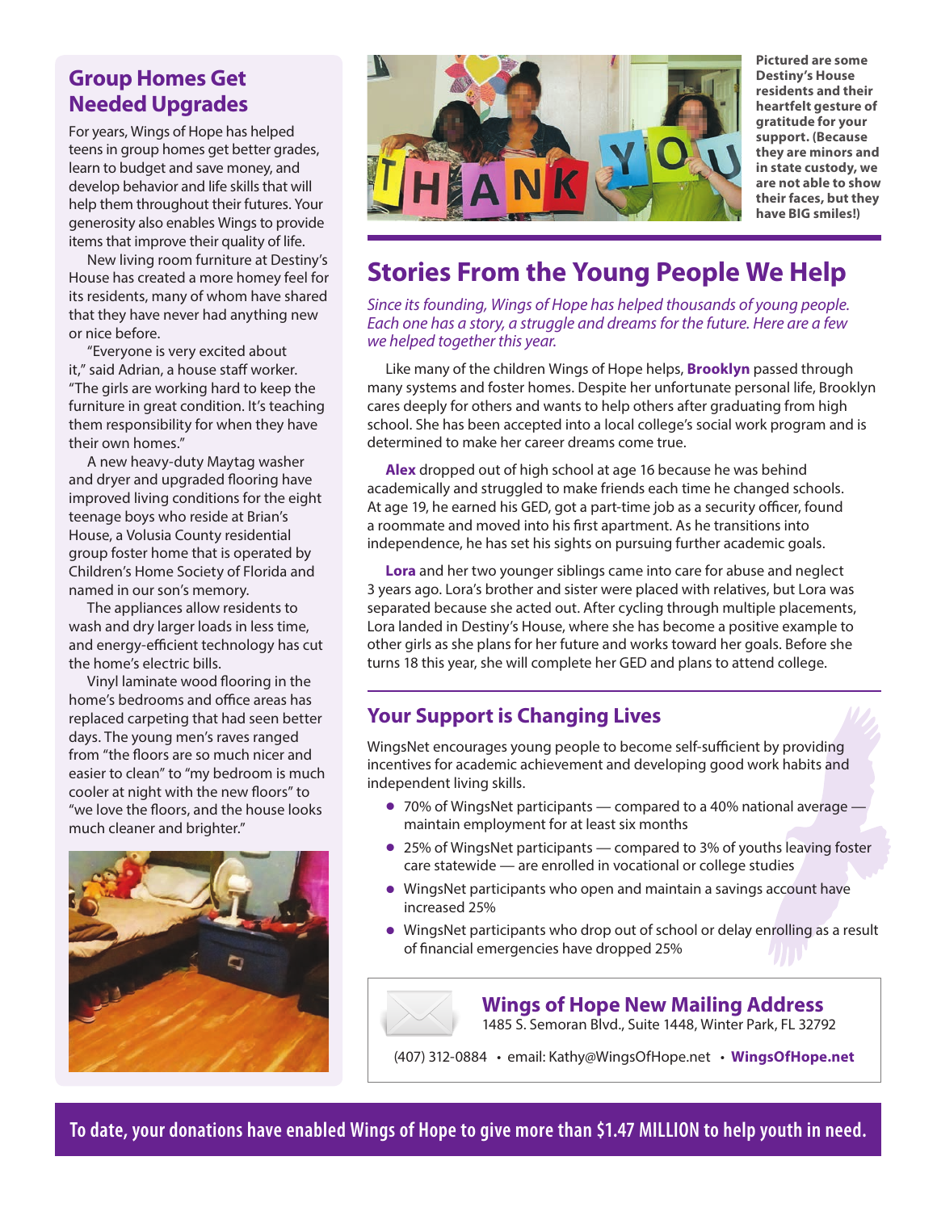## Group Homes Get Needed Upgrades

For years, Wings of Hope has helped teens in group homes get better grades, learn to budget and save money, and develop behavior and life skills that will help them throughout their futures. Your generosity also enables Wings to provide items that improve their quality of life.

New living room furniture at Destiny's House has created a more homey feel for its residents, many of whom have shared that they have never had anything new or nice before.

"Everyone is very excited about it," said Adrian, a house staff worker. "The girls are working hard to keep the furniture in great condition. It's teaching them responsibility for when they have their own homes."

A new heavy-duty Maytag washer and dryer and upgraded flooring have improved living conditions for the eight teenage boys who reside at Brian's House, a Volusia County residential group foster home that is operated by Children's Home Society of Florida and named in our son's memory.

The appliances allow residents to wash and dry larger loads in less time, and energy-efficient technology has cut the home's electric bills.

Vinyl laminate wood flooring in the home's bedrooms and office areas has replaced carpeting that had seen better days. The young men's raves ranged from "the floors are so much nicer and easier to clean" to "my bedroom is much cooler at night with the new floors" to "we love the floors, and the house looks much cleaner and brighter."

**Pictured are some Destiny's House residents and their heartfelt gesture of gratitude for your support. (Because they are minors and in state custody, we are not able to show their faces, but they have BIG smiles!)**

## Stories From the Young People We Help

*Since its founding, Wings of Hope has helped thousands of young people. Each one has a story, a struggle and dreams for the future. Here are a few we helped together this year.*

Like many of the children Wings of Hope helps, **Brooklyn** passed through many systems and foster homes. Despite her unfortunate personal life, Brooklyn cares deeply for others and wants to help others after graduating from high school. She has been accepted into a local college's social work program and is determined to make her career dreams come true.

**Alex** dropped out of high school at age 16 because he was behind academically and struggled to make friends each time he changed schools. At age 19, he earned his GED, got a part-time job as a security officer, found a roommate and moved into his first apartment. As he transitions into independence, he has set his sights on pursuing further academic goals.

**Lora** and her two younger siblings came into care for abuse and neglect 3 years ago. Lora's brother and sister were placed with relatives, but Lora was separated because she acted out. After cycling through multiple placements, Lora landed in Destiny's House, where she has become a positive example to other girls as she plans for her future and works toward her goals. Before she turns 18 this year, she will complete her GED and plans to attend college.

## Your Support is Changing Lives

WingsNet encourages young people to become self-sufficient by providing incentives for academic achievement and developing good work habits and independent living skills.

- 70% of WingsNet participants — compared to a 40% national average — maintain employment for at least six months
- 25% of WingsNet participants — compared to 3% of youths leaving foster care statewide — are enrolled in vocational or college studies
- WingsNet participants who open and maintain a savings account have increased 25%
- WingsNet participants who drop out of school or delay enrolling as a result of financial emergencies have dropped 25%

### Wings of Hope New Mailing Address

1485 S. Semoran Blvd., Suite 1448, Winter Park, FL 32792

(407) 312-0884 • email: Kathy@WingsOfHope.net • **WingsOfHope.net**

**To date, your donations have enabled Wings of Hope to give more than $1.47 MILLION to help youth in need.**